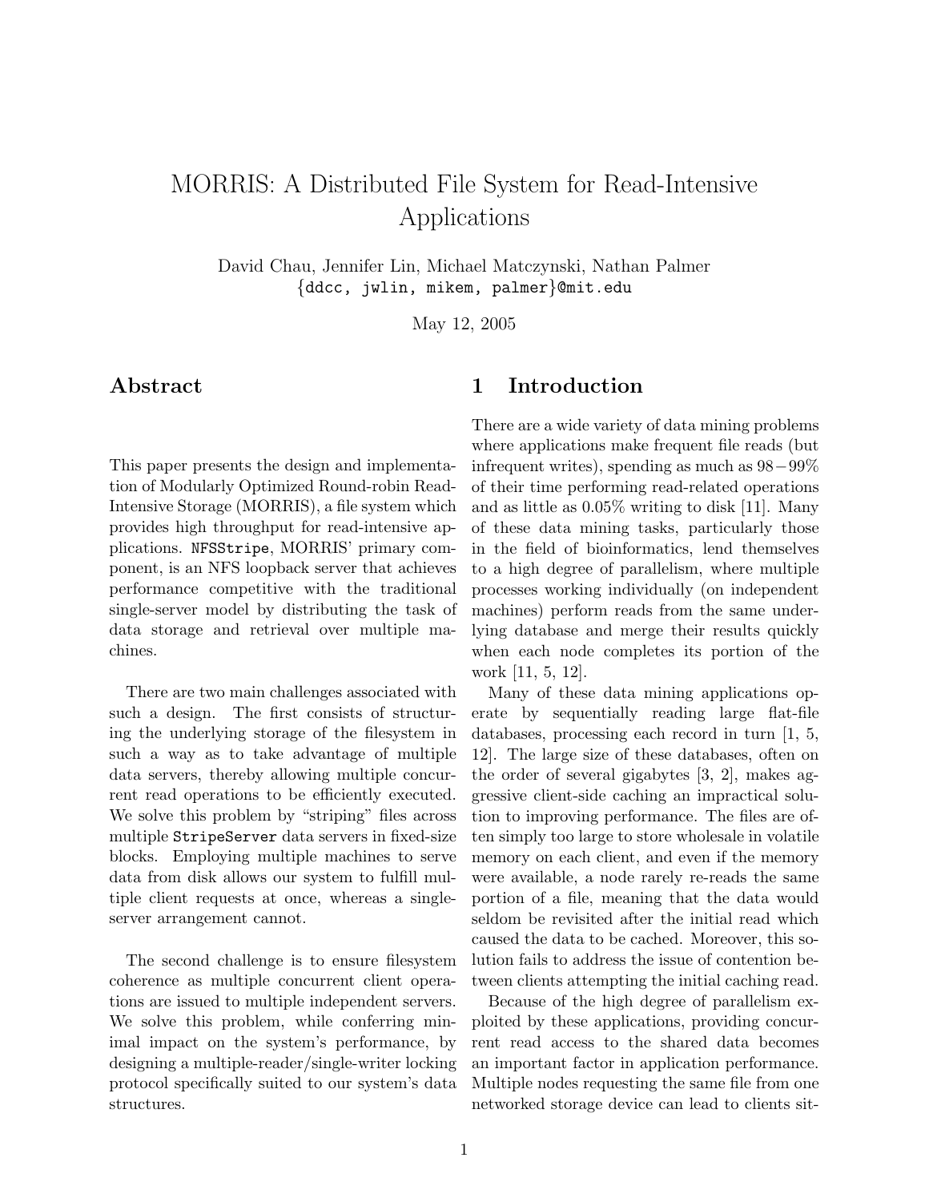# MORRIS: A Distributed File System for Read-Intensive Applications

David Chau, Jennifer Lin, Michael Matczynski, Nathan Palmer
{ddcc, jwlin, mikem, palmer}@mit.edu

May 12, 2005

## Abstract

This paper presents the design and implementation of Modularly Optimized Round-robin Read-Intensive Storage (MORRIS), a file system which provides high throughput for read-intensive applications. `NFSStripe`, MORRIS' primary component, is an NFS loopback server that achieves performance competitive with the traditional single-server model by distributing the task of data storage and retrieval over multiple machines.

There are two main challenges associated with such a design. The first consists of structuring the underlying storage of the filesystem in such a way as to take advantage of multiple data servers, thereby allowing multiple concurrent read operations to be efficiently executed. We solve this problem by "striping" files across multiple `StripeServer` data servers in fixed-size blocks. Employing multiple machines to serve data from disk allows our system to fulfill multiple client requests at once, whereas a single-server arrangement cannot.

The second challenge is to ensure filesystem coherence as multiple concurrent client operations are issued to multiple independent servers. We solve this problem, while conferring minimal impact on the system's performance, by designing a multiple-reader/single-writer locking protocol specifically suited to our system's data structures.

## 1 Introduction

There are a wide variety of data mining problems where applications make frequent file reads (but infrequent writes), spending as much as $98-99\%$ of their time performing read-related operations and as little as $0.05\%$ writing to disk [11]. Many of these data mining tasks, particularly those in the field of bioinformatics, lend themselves to a high degree of parallelism, where multiple processes working individually (on independent machines) perform reads from the same underlying database and merge their results quickly when each node completes its portion of the work [11, 5, 12].

Many of these data mining applications operate by sequentially reading large flat-file databases, processing each record in turn [1, 5, 12]. The large size of these databases, often on the order of several gigabytes [3, 2], makes aggressive client-side caching an impractical solution to improving performance. The files are often simply too large to store wholesale in volatile memory on each client, and even if the memory were available, a node rarely re-reads the same portion of a file, meaning that the data would seldom be revisited after the initial read which caused the data to be cached. Moreover, this solution fails to address the issue of contention between clients attempting the initial caching read.

Because of the high degree of parallelism exploited by these applications, providing concurrent read access to the shared data becomes an important factor in application performance. Multiple nodes requesting the same file from one networked storage device can lead to clients sit-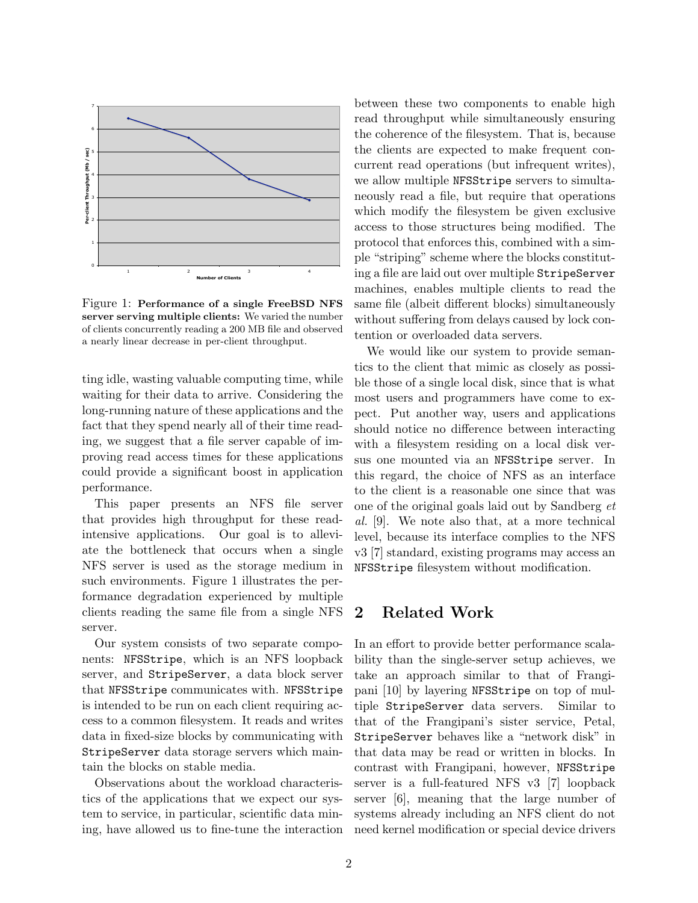Figure 1: **Performance of a single FreeBSD NFS server serving multiple clients:** We varied the number of clients concurrently reading a 200 MB file and observed a nearly linear decrease in per-client throughput.

ting idle, wasting valuable computing time, while waiting for their data to arrive. Considering the long-running nature of these applications and the fact that they spend nearly all of their time reading, we suggest that a file server capable of improving read access times for these applications could provide a significant boost in application performance.

This paper presents an NFS file server that provides high throughput for these read-intensive applications. Our goal is to alleviate the bottleneck that occurs when a single NFS server is used as the storage medium in such environments. Figure 1 illustrates the performance degradation experienced by multiple clients reading the same file from a single NFS server.

Our system consists of two separate components: `NFSStripe`, which is an NFS loopback server, and `StripeServer`, a data block server that `NFSStripe` communicates with. `NFSStripe` is intended to be run on each client requiring access to a common filesystem. It reads and writes data in fixed-size blocks by communicating with `StripeServer` data storage servers which maintain the blocks on stable media.

Observations about the workload characteristics of the applications that we expect our system to service, in particular, scientific data mining, have allowed us to fine-tune the interaction between these two components to enable high read throughput while simultaneously ensuring the coherence of the filesystem. That is, because the clients are expected to make frequent concurrent read operations (but infrequent writes), we allow multiple `NFSStripe` servers to simultaneously read a file, but require that operations which modify the filesystem be given exclusive access to those structures being modified. The protocol that enforces this, combined with a simple "striping" scheme where the blocks constituting a file are laid out over multiple `StripeServer` machines, enables multiple clients to read the same file (albeit different blocks) simultaneously without suffering from delays caused by lock contention or overloaded data servers.

We would like our system to provide semantics to the client that mimic as closely as possible those of a single local disk, since that is what most users and programmers have come to expect. Put another way, users and applications should notice no difference between interacting with a filesystem residing on a local disk versus one mounted via an `NFSStripe` server. In this regard, the choice of NFS as an interface to the client is a reasonable one since that was one of the original goals laid out by Sandberg *et al.* [9]. We note also that, at a more technical level, because its interface complies to the NFS v3 [7] standard, existing programs may access an `NFSStripe` filesystem without modification.

## 2 Related Work

In an effort to provide better performance scalability than the single-server setup achieves, we take an approach similar to that of Frangipani [10] by layering `NFSStripe` on top of multiple `StripeServer` data servers. Similar to that of the Frangipani's sister service, Petal, `StripeServer` behaves like a "network disk" in that data may be read or written in blocks. In contrast with Frangipani, however, `NFSStripe` server is a full-featured NFS v3 [7] loopback server [6], meaning that the large number of systems already including an NFS client do not need kernel modification or special device drivers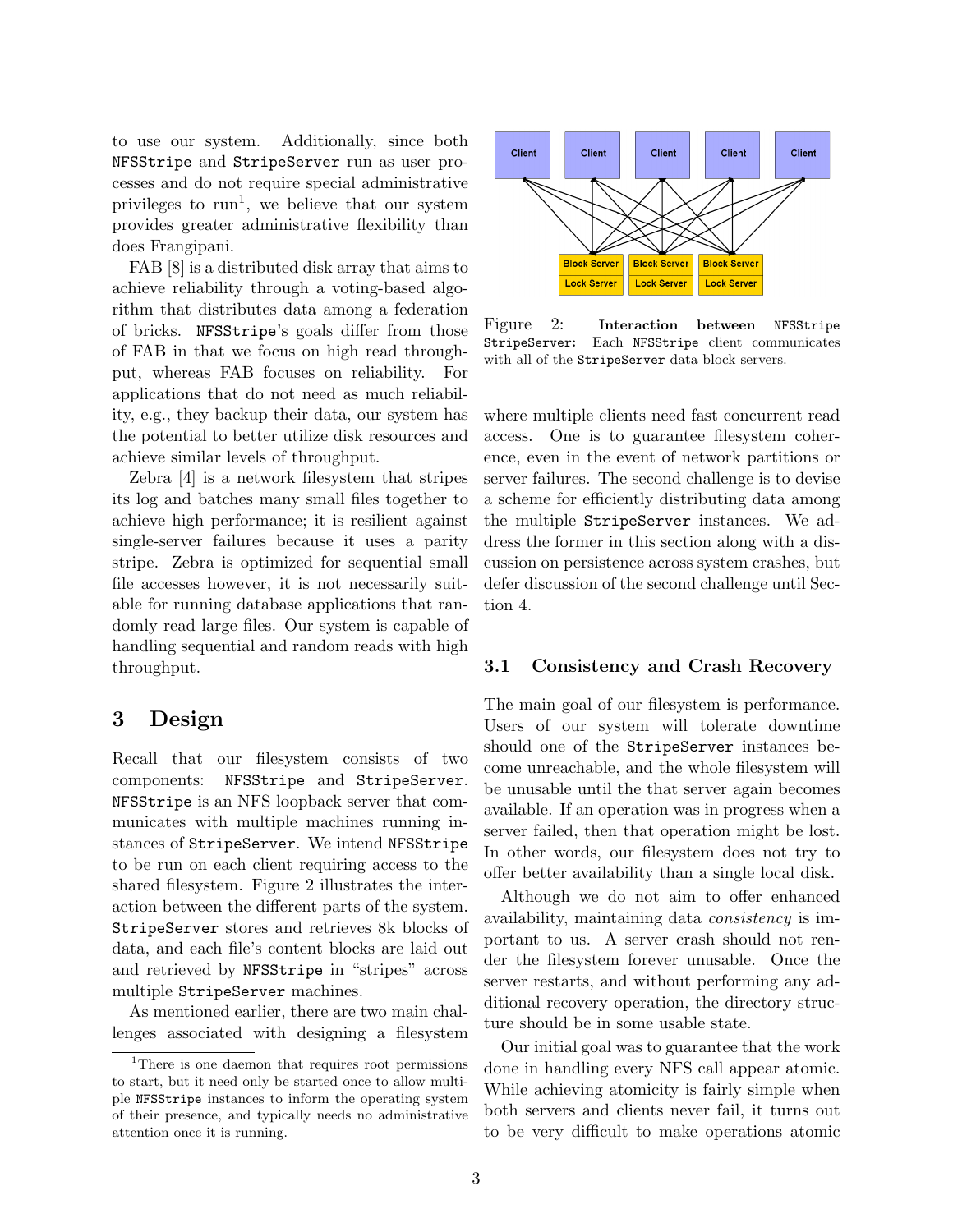to use our system. Additionally, since both NFSStripe and StripeServer run as user processes and do not require special administrative privileges to run[1], we believe that our system provides greater administrative flexibility than does Frangipani.

FAB [8] is a distributed disk array that aims to achieve reliability through a voting-based algorithm that distributes data among a federation of bricks. NFSStripe's goals differ from those of FAB in that we focus on high read throughput, whereas FAB focuses on reliability. For applications that do not need as much reliability, e.g., they backup their data, our system has the potential to better utilize disk resources and achieve similar levels of throughput.

Zebra [4] is a network filesystem that stripes its log and batches many small files together to achieve high performance; it is resilient against single-server failures because it uses a parity stripe. Zebra is optimized for sequential small file accesses however, it is not necessarily suitable for running database applications that randomly read large files. Our system is capable of handling sequential and random reads with high throughput.

# 3 Design

Recall that our filesystem consists of two components: NFSStripe and StripeServer. NFSStripe is an NFS loopback server that communicates with multiple machines running instances of StripeServer. We intend NFSStripe to be run on each client requiring access to the shared filesystem. Figure 2 illustrates the interaction between the different parts of the system. StripeServer stores and retrieves 8k blocks of data, and each file's content blocks are laid out and retrieved by NFSStripe in "stripes" across multiple StripeServer machines.

As mentioned earlier, there are two main challenges associated with designing a filesystem where multiple clients need fast concurrent read access. One is to guarantee filesystem coherence, even in the event of network partitions or server failures. The second challenge is to devise a scheme for efficiently distributing data among the multiple StripeServer instances. We address the former in this section along with a discussion on persistence across system crashes, but defer discussion of the second challenge until Section 4.

Figure 2: **Interaction between NFSStripe StripeServer:** Each NFSStripe client communicates with all of the StripeServer data block servers.

## 3.1 Consistency and Crash Recovery

The main goal of our filesystem is performance. Users of our system will tolerate downtime should one of the StripeServer instances become unreachable, and the whole filesystem will be unusable until the that server again becomes available. If an operation was in progress when a server failed, then that operation might be lost. In other words, our filesystem does not try to offer better availability than a single local disk.

Although we do not aim to offer enhanced availability, maintaining data *consistency* is important to us. A server crash should not render the filesystem forever unusable. Once the server restarts, and without performing any additional recovery operation, the directory structure should be in some usable state.

Our initial goal was to guarantee that the work done in handling every NFS call appear atomic. While achieving atomicity is fairly simple when both servers and clients never fail, it turns out to be very difficult to make operations atomic

[1] There is one daemon that requires root permissions to start, but it need only be started once to allow multiple NFSStripe instances to inform the operating system of their presence, and typically needs no administrative attention once it is running.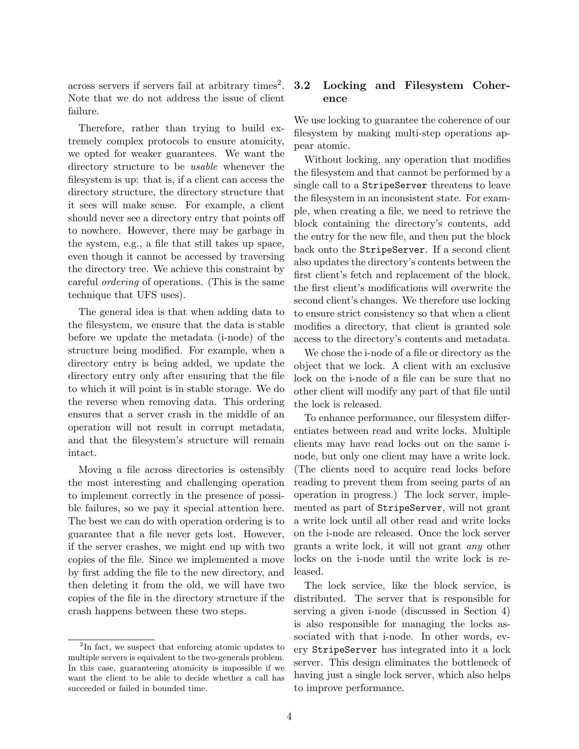across servers if servers fail at arbitrary times[2]. Note that we do not address the issue of client failure.

Therefore, rather than trying to build extremely complex protocols to ensure atomicity, we opted for weaker guarantees. We want the directory structure to be *usable* whenever the filesystem is up: that is, if a client can access the directory structure, the directory structure that it sees will make sense. For example, a client should never see a directory entry that points off to nowhere. However, there may be garbage in the system, e.g., a file that still takes up space, even though it cannot be accessed by traversing the directory tree. We achieve this constraint by careful *ordering* of operations. (This is the same technique that UFS uses).

The general idea is that when adding data to the filesystem, we ensure that the data is stable before we update the metadata (i-node) of the structure being modified. For example, when a directory entry is being added, we update the directory entry only after ensuring that the file to which it will point is in stable storage. We do the reverse when removing data. This ordering ensures that a server crash in the middle of an operation will not result in corrupt metadata, and that the filesystem's structure will remain intact.

Moving a file across directories is ostensibly the most interesting and challenging operation to implement correctly in the presence of possible failures, so we pay it special attention here. The best we can do with operation ordering is to guarantee that a file never gets lost. However, if the server crashes, we might end up with two copies of the file. Since we implemented a move by first adding the file to the new directory, and then deleting it from the old, we will have two copies of the file in the directory structure if the crash happens between these two steps.

[2] In fact, we suspect that enforcing atomic updates to multiple servers is equivalent to the two-generals problem. In this case, guaranteeing atomicity is impossible if we want the client to be able to decide whether a call has succeeded or failed in bounded time.

## 3.2 Locking and Filesystem Coherence

We use locking to guarantee the coherence of our filesystem by making multi-step operations appear atomic.

Without locking, any operation that modifies the filesystem and that cannot be performed by a single call to a `StripeServer` threatens to leave the filesystem in an inconsistent state. For example, when creating a file, we need to retrieve the block containing the directory's contents, add the entry for the new file, and then put the block back onto the `StripeServer`. If a second client also updates the directory's contents between the first client's fetch and replacement of the block, the first client's modifications will overwrite the second client's changes. We therefore use locking to ensure strict consistency so that when a client modifies a directory, that client is granted sole access to the directory's contents and metadata.

We chose the i-node of a file or directory as the object that we lock. A client with an exclusive lock on the i-node of a file can be sure that no other client will modify any part of that file until the lock is released.

To enhance performance, our filesystem differentiates between read and write locks. Multiple clients may have read locks out on the same i-node, but only one client may have a write lock. (The clients need to acquire read locks before reading to prevent them from seeing parts of an operation in progress.) The lock server, implemented as part of `StripeServer`, will not grant a write lock until all other read and write locks on the i-node are released. Once the lock server grants a write lock, it will not grant *any* other locks on the i-node until the write lock is released.

The lock service, like the block service, is distributed. The server that is responsible for serving a given i-node (discussed in Section 4) is also responsible for managing the locks associated with that i-node. In other words, every `StripeServer` has integrated into it a lock server. This design eliminates the bottleneck of having just a single lock server, which also helps to improve performance.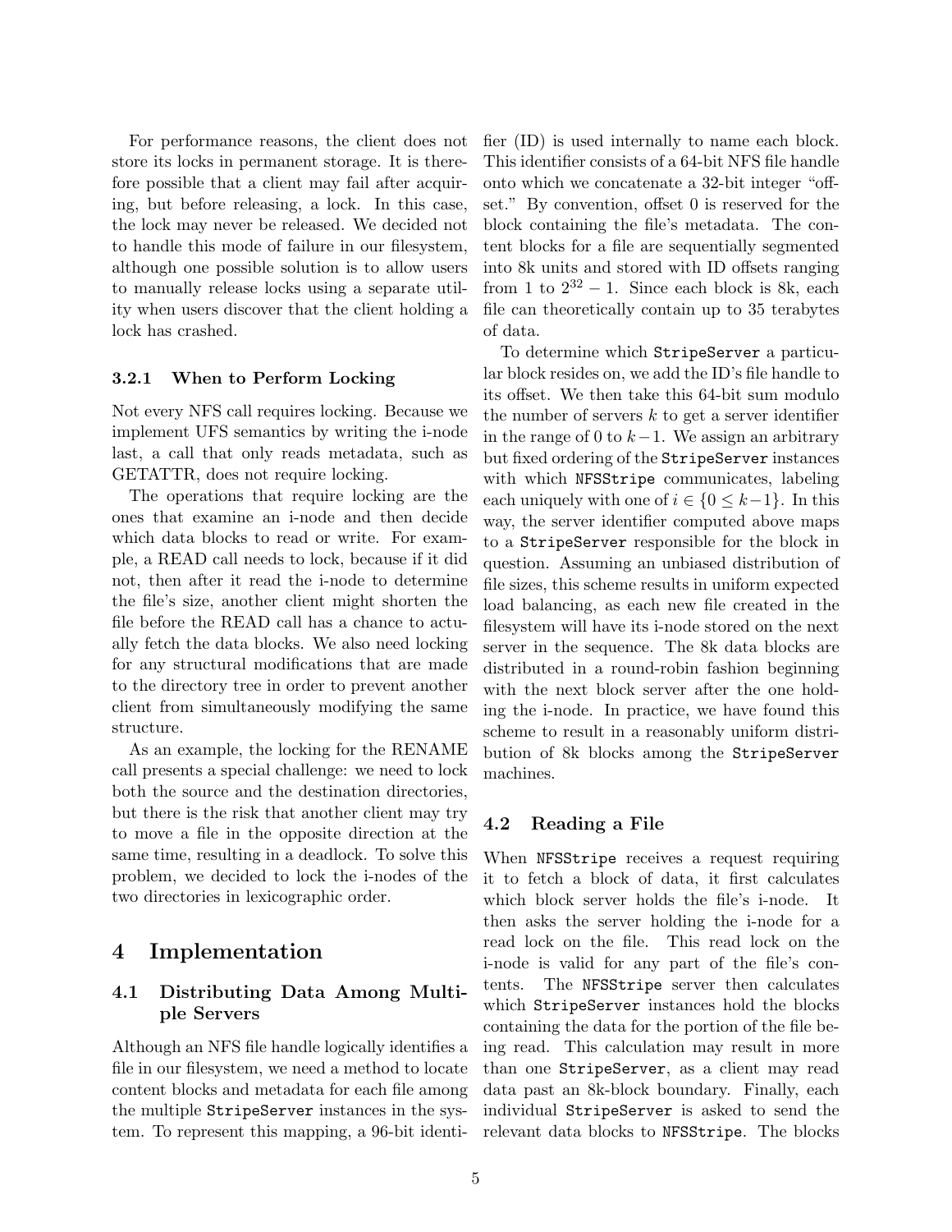For performance reasons, the client does not store its locks in permanent storage. It is therefore possible that a client may fail after acquiring, but before releasing, a lock. In this case, the lock may never be released. We decided not to handle this mode of failure in our filesystem, although one possible solution is to allow users to manually release locks using a separate utility when users discover that the client holding a lock has crashed.

### 3.2.1 When to Perform Locking

Not every NFS call requires locking. Because we implement UFS semantics by writing the i-node last, a call that only reads metadata, such as GETATTR, does not require locking.

The operations that require locking are the ones that examine an i-node and then decide which data blocks to read or write. For example, a READ call needs to lock, because if it did not, then after it read the i-node to determine the file's size, another client might shorten the file before the READ call has a chance to actually fetch the data blocks. We also need locking for any structural modifications that are made to the directory tree in order to prevent another client from simultaneously modifying the same structure.

As an example, the locking for the RENAME call presents a special challenge: we need to lock both the source and the destination directories, but there is the risk that another client may try to move a file in the opposite direction at the same time, resulting in a deadlock. To solve this problem, we decided to lock the i-nodes of the two directories in lexicographic order.

# 4 Implementation

## 4.1 Distributing Data Among Multiple Servers

Although an NFS file handle logically identifies a file in our filesystem, we need a method to locate content blocks and metadata for each file among the multiple `StripeServer` instances in the system. To represent this mapping, a 96-bit identifier (ID) is used internally to name each block. This identifier consists of a 64-bit NFS file handle onto which we concatenate a 32-bit integer "offset." By convention, offset 0 is reserved for the block containing the file's metadata. The content blocks for a file are sequentially segmented into 8k units and stored with ID offsets ranging from 1 to $2^{32} - 1$. Since each block is 8k, each file can theoretically contain up to 35 terabytes of data.

To determine which `StripeServer` a particular block resides on, we add the ID's file handle to its offset. We then take this 64-bit sum modulo the number of servers $k$ to get a server identifier in the range of 0 to $k-1$. We assign an arbitrary but fixed ordering of the `StripeServer` instances with which `NFSStripe` communicates, labeling each uniquely with one of $i \in \{0 \leq k-1\}$. In this way, the server identifier computed above maps to a `StripeServer` responsible for the block in question. Assuming an unbiased distribution of file sizes, this scheme results in uniform expected load balancing, as each new file created in the filesystem will have its i-node stored on the next server in the sequence. The 8k data blocks are distributed in a round-robin fashion beginning with the next block server after the one holding the i-node. In practice, we have found this scheme to result in a reasonably uniform distribution of 8k blocks among the `StripeServer` machines.

## 4.2 Reading a File

When `NFSStripe` receives a request requiring it to fetch a block of data, it first calculates which block server holds the file's i-node. It then asks the server holding the i-node for a read lock on the file. This read lock on the i-node is valid for any part of the file's contents. The `NFSStripe` server then calculates which `StripeServer` instances hold the blocks containing the data for the portion of the file being read. This calculation may result in more than one `StripeServer`, as a client may read data past an 8k-block boundary. Finally, each individual `StripeServer` is asked to send the relevant data blocks to `NFSStripe`. The blocks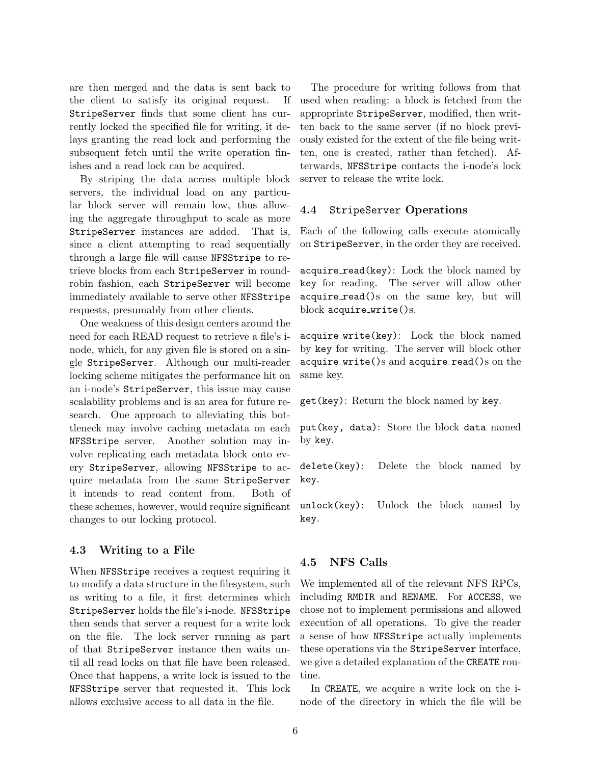are then merged and the data is sent back to the client to satisfy its original request. If `StripeServer` finds that some client has currently locked the specified file for writing, it delays granting the read lock and performing the subsequent fetch until the write operation finishes and a read lock can be acquired.

By striping the data across multiple block servers, the individual load on any particular block server will remain low, thus allowing the aggregate throughput to scale as more `StripeServer` instances are added. That is, since a client attempting to read sequentially through a large file will cause `NFSStripe` to retrieve blocks from each `StripeServer` in round-robin fashion, each `StripeServer` will become immediately available to serve other `NFSStripe` requests, presumably from other clients.

One weakness of this design centers around the need for each READ request to retrieve a file's i-node, which, for any given file is stored on a single `StripeServer`. Although our multi-reader locking scheme mitigates the performance hit on an i-node's `StripeServer`, this issue may cause scalability problems and is an area for future research. One approach to alleviating this bottleneck may involve caching metadata on each `NFSStripe` server. Another solution may involve replicating each metadata block onto every `StripeServer`, allowing `NFSStripe` to acquire metadata from the same `StripeServer` it intends to read content from. Both of these schemes, however, would require significant changes to our locking protocol.

### 4.3 Writing to a File

When `NFSStripe` receives a request requiring it to modify a data structure in the filesystem, such as writing to a file, it first determines which `StripeServer` holds the file's i-node. `NFSStripe` then sends that server a request for a write lock on the file. The lock server running as part of that `StripeServer` instance then waits until all read locks on that file have been released. Once that happens, a write lock is issued to the `NFSStripe` server that requested it. This lock allows exclusive access to all data in the file.

The procedure for writing follows from that used when reading: a block is fetched from the appropriate `StripeServer`, modified, then written back to the same server (if no block previously existed for the extent of the file being written, one is created, rather than fetched). Afterwards, `NFSStripe` contacts the i-node's lock server to release the write lock.

### 4.4 `StripeServer` Operations

Each of the following calls execute atomically on `StripeServer`, in the order they are received.

`acquire_read(key)`: Lock the block named by `key` for reading. The server will allow other `acquire_read()`s on the same key, but will block `acquire_write()`s.

`acquire_write(key)`: Lock the block named by `key` for writing. The server will block other `acquire_write()`s and `acquire_read()`s on the same key.

`get(key)`: Return the block named by `key`.

`put(key, data)`: Store the block `data` named by `key`.

`delete(key)`: Delete the block named by `key`.

`unlock(key)`: Unlock the block named by `key`.

### 4.5 NFS Calls

We implemented all of the relevant NFS RPCs, including `RMDIR` and `RENAME`. For `ACCESS`, we chose not to implement permissions and allowed execution of all operations. To give the reader a sense of how `NFSStripe` actually implements these operations via the `StripeServer` interface, we give a detailed explanation of the `CREATE` routine.

In `CREATE`, we acquire a write lock on the i-node of the directory in which the file will be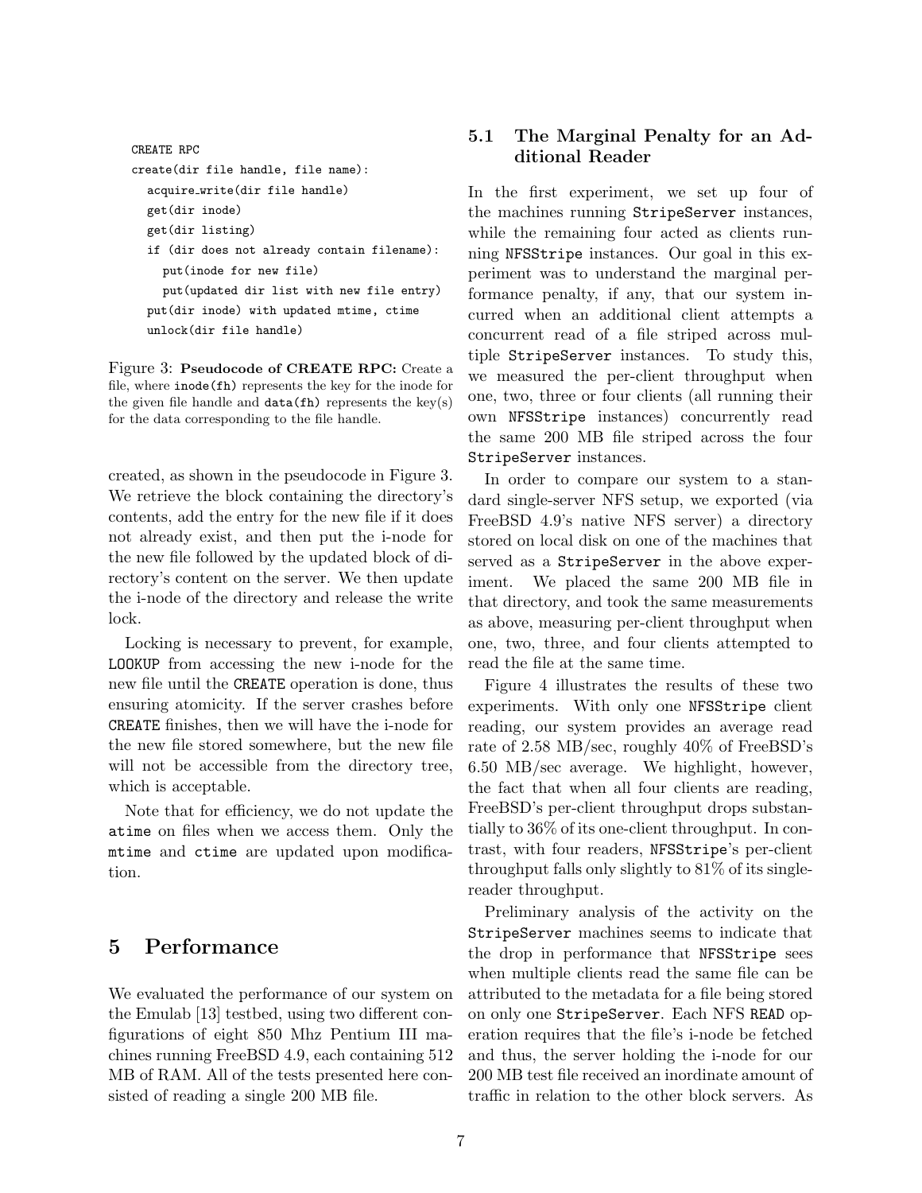```
CREATE RPC
create(dir file handle, file name):
  acquire_write(dir file handle)
  get(dir inode)
  get(dir listing)
  if (dir does not already contain filename):
    put(inode for new file)
    put(updated dir list with new file entry)
  put(dir inode) with updated mtime, ctime
  unlock(dir file handle)
```

Figure 3: **Pseudocode of CREATE RPC:** Create a file, where `inode(fh)` represents the key for the inode for the given file handle and `data(fh)` represents the key(s) for the data corresponding to the file handle.

created, as shown in the pseudocode in Figure 3. We retrieve the block containing the directory's contents, add the entry for the new file if it does not already exist, and then put the i-node for the new file followed by the updated block of directory's content on the server. We then update the i-node of the directory and release the write lock.

Locking is necessary to prevent, for example, `LOOKUP` from accessing the new i-node for the new file until the `CREATE` operation is done, thus ensuring atomicity. If the server crashes before `CREATE` finishes, then we will have the i-node for the new file stored somewhere, but the new file will not be accessible from the directory tree, which is acceptable.

Note that for efficiency, we do not update the `atime` on files when we access them. Only the `mtime` and `ctime` are updated upon modification.

# 5 Performance

We evaluated the performance of our system on the Emulab [13] testbed, using two different configurations of eight 850 Mhz Pentium III machines running FreeBSD 4.9, each containing 512 MB of RAM. All of the tests presented here consisted of reading a single 200 MB file.

## 5.1 The Marginal Penalty for an Additional Reader

In the first experiment, we set up four of the machines running `StripeServer` instances, while the remaining four acted as clients running `NFSStripe` instances. Our goal in this experiment was to understand the marginal performance penalty, if any, that our system incurred when an additional client attempts a concurrent read of a file striped across multiple `StripeServer` instances. To study this, we measured the per-client throughput when one, two, three or four clients (all running their own `NFSStripe` instances) concurrently read the same 200 MB file striped across the four `StripeServer` instances.

In order to compare our system to a standard single-server NFS setup, we exported (via FreeBSD 4.9's native NFS server) a directory stored on local disk on one of the machines that served as a `StripeServer` in the above experiment. We placed the same 200 MB file in that directory, and took the same measurements as above, measuring per-client throughput when one, two, three, and four clients attempted to read the file at the same time.

Figure 4 illustrates the results of these two experiments. With only one `NFSStripe` client reading, our system provides an average read rate of 2.58 MB/sec, roughly 40% of FreeBSD's 6.50 MB/sec average. We highlight, however, the fact that when all four clients are reading, FreeBSD's per-client throughput drops substantially to 36% of its one-client throughput. In contrast, with four readers, `NFSStripe`'s per-client throughput falls only slightly to 81% of its single-reader throughput.

Preliminary analysis of the activity on the `StripeServer` machines seems to indicate that the drop in performance that `NFSStripe` sees when multiple clients read the same file can be attributed to the metadata for a file being stored on only one `StripeServer`. Each NFS `READ` operation requires that the file's i-node be fetched and thus, the server holding the i-node for our 200 MB test file received an inordinate amount of traffic in relation to the other block servers. As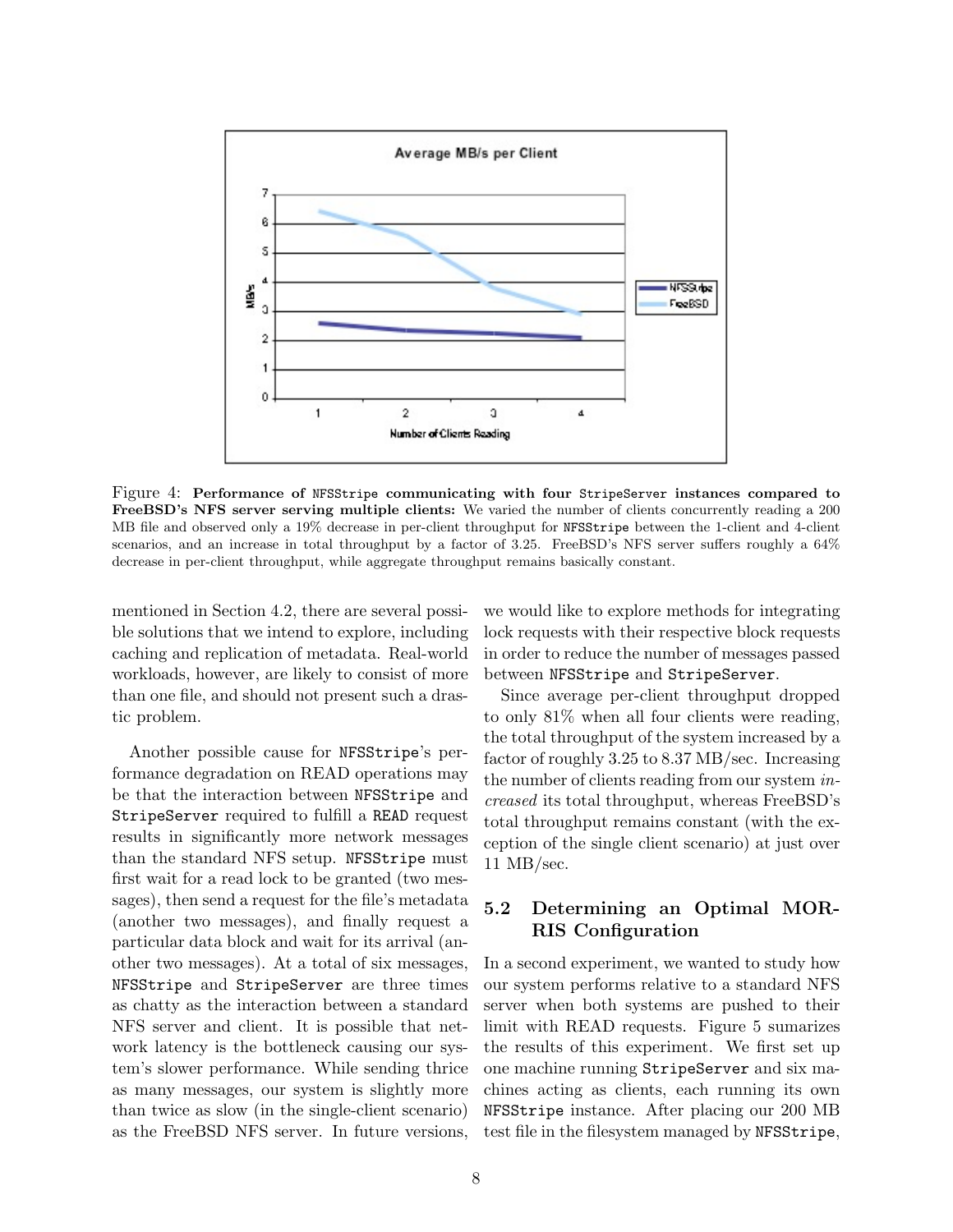Figure 4: **Performance of NFSStripe communicating with four StripeServer instances compared to FreeBSD's NFS server serving multiple clients:** We varied the number of clients concurrently reading a 200 MB file and observed only a 19% decrease in per-client throughput for NFSStripe between the 1-client and 4-client scenarios, and an increase in total throughput by a factor of 3.25. FreeBSD's NFS server suffers roughly a 64% decrease in per-client throughput, while aggregate throughput remains basically constant.

mentioned in Section 4.2, there are several possible solutions that we intend to explore, including caching and replication of metadata. Real-world workloads, however, are likely to consist of more than one file, and should not present such a drastic problem.

Another possible cause for `NFSStripe`'s performance degradation on READ operations may be that the interaction between `NFSStripe` and `StripeServer` required to fulfill a `READ` request results in significantly more network messages than the standard NFS setup. `NFSStripe` must first wait for a read lock to be granted (two messages), then send a request for the file's metadata (another two messages), and finally request a particular data block and wait for its arrival (another two messages). At a total of six messages, `NFSStripe` and `StripeServer` are three times as chatty as the interaction between a standard NFS server and client. It is possible that network latency is the bottleneck causing our system's slower performance. While sending thrice as many messages, our system is slightly more than twice as slow (in the single-client scenario) as the FreeBSD NFS server. In future versions, we would like to explore methods for integrating lock requests with their respective block requests in order to reduce the number of messages passed between `NFSStripe` and `StripeServer`.

Since average per-client throughput dropped to only 81% when all four clients were reading, the total throughput of the system increased by a factor of roughly 3.25 to 8.37 MB/sec. Increasing the number of clients reading from our system *increased* its total throughput, whereas FreeBSD's total throughput remains constant (with the exception of the single client scenario) at just over 11 MB/sec.

### 5.2 Determining an Optimal MORRIS Configuration

In a second experiment, we wanted to study how our system performs relative to a standard NFS server when both systems are pushed to their limit with READ requests. Figure 5 sumarizes the results of this experiment. We first set up one machine running `StripeServer` and six machines acting as clients, each running its own `NFSStripe` instance. After placing our 200 MB test file in the filesystem managed by `NFSStripe`,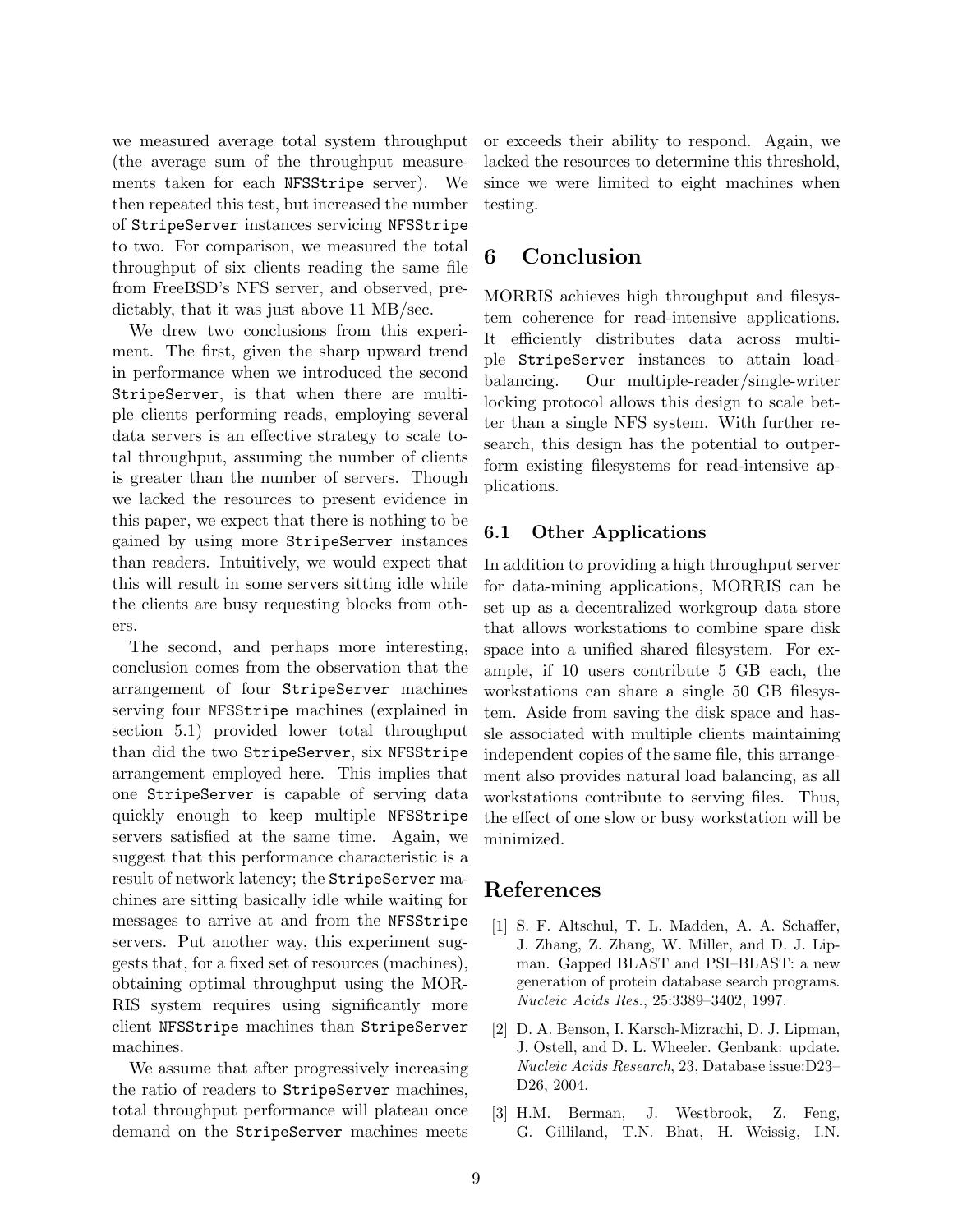we measured average total system throughput (the average sum of the throughput measurements taken for each NFSStripe server). We then repeated this test, but increased the number of StripeServer instances servicing NFSStripe to two. For comparison, we measured the total throughput of six clients reading the same file from FreeBSD's NFS server, and observed, predictably, that it was just above 11 MB/sec.

We drew two conclusions from this experiment. The first, given the sharp upward trend in performance when we introduced the second StripeServer, is that when there are multiple clients performing reads, employing several data servers is an effective strategy to scale total throughput, assuming the number of clients is greater than the number of servers. Though we lacked the resources to present evidence in this paper, we expect that there is nothing to be gained by using more StripeServer instances than readers. Intuitively, we would expect that this will result in some servers sitting idle while the clients are busy requesting blocks from others.

The second, and perhaps more interesting, conclusion comes from the observation that the arrangement of four StripeServer machines serving four NFSStripe machines (explained in section 5.1) provided lower total throughput than did the two StripeServer, six NFSStripe arrangement employed here. This implies that one StripeServer is capable of serving data quickly enough to keep multiple NFSStripe servers satisfied at the same time. Again, we suggest that this performance characteristic is a result of network latency; the StripeServer machines are sitting basically idle while waiting for messages to arrive at and from the NFSStripe servers. Put another way, this experiment suggests that, for a fixed set of resources (machines), obtaining optimal throughput using the MORRIS system requires using significantly more client NFSStripe machines than StripeServer machines.

We assume that after progressively increasing the ratio of readers to StripeServer machines, total throughput performance will plateau once demand on the StripeServer machines meets or exceeds their ability to respond. Again, we lacked the resources to determine this threshold, since we were limited to eight machines when testing.

# 6 Conclusion

MORRIS achieves high throughput and filesystem coherence for read-intensive applications. It efficiently distributes data across multiple StripeServer instances to attain load-balancing. Our multiple-reader/single-writer locking protocol allows this design to scale better than a single NFS system. With further research, this design has the potential to outperform existing filesystems for read-intensive applications.

## 6.1 Other Applications

In addition to providing a high throughput server for data-mining applications, MORRIS can be set up as a decentralized workgroup data store that allows workstations to combine spare disk space into a unified shared filesystem. For example, if 10 users contribute 5 GB each, the workstations can share a single 50 GB filesystem. Aside from saving the disk space and hassle associated with multiple clients maintaining independent copies of the same file, this arrangement also provides natural load balancing, as all workstations contribute to serving files. Thus, the effect of one slow or busy workstation will be minimized.

# References

[1] S. F. Altschul, T. L. Madden, A. A. Schaffer, J. Zhang, Z. Zhang, W. Miller, and D. J. Lipman. Gapped BLAST and PSI–BLAST: a new generation of protein database search programs. *Nucleic Acids Res.*, 25:3389–3402, 1997.

[2] D. A. Benson, I. Karsch-Mizrachi, D. J. Lipman, J. Ostell, and D. L. Wheeler. Genbank: update. *Nucleic Acids Research*, 23, Database issue:D23–D26, 2004.

[3] H.M. Berman, J. Westbrook, Z. Feng, G. Gilliland, T.N. Bhat, H. Weissig, I.N.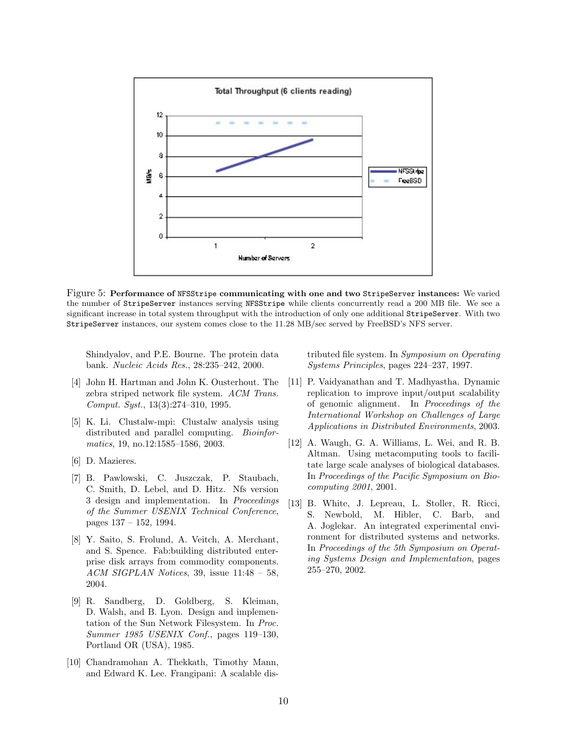Total Throughput (6 clients reading)

12
10
8
6
4
2
0

MB/s

1
2

Number of Servers

NFSStripe
FreeBSD

Figure 5: **Performance of `NFSStripe` communicating with one and two `StripeServer` instances:** We varied the number of `StripeServer` instances serving `NFSStripe` while clients concurrently read a 200 MB file. We see a significant increase in total system throughput with the introduction of only one additional `StripeServer`. With two `StripeServer` instances, our system comes close to the 11.28 MB/sec served by FreeBSD's NFS server.

Shindyalov, and P.E. Bourne. The protein data bank. *Nucleic Acids Res.*, 28:235–242, 2000.

[4] John H. Hartman and John K. Ousterhout. The zebra striped network file system. *ACM Trans. Comput. Syst.*, 13(3):274–310, 1995.

[5] K. Li. Clustalw-mpi: Clustalw analysis using distributed and parallel computing. *Bioinformatics*, 19, no.12:1585–1586, 2003.

[6] D. Mazieres.

[7] B. Pawlowski, C. Juszczak, P. Staubach, C. Smith, D. Lebel, and D. Hitz. Nfs version 3 design and implementation. In *Proceedings of the Summer USENIX Technical Conference*, pages 137 – 152, 1994.

[8] Y. Saito, S. Frolund, A. Veitch, A. Merchant, and S. Spence. Fab:building distributed enterprise disk arrays from commodity components. *ACM SIGPLAN Notices*, 39, issue 11:48 – 58, 2004.

[9] R. Sandberg, D. Goldberg, S. Kleiman, D. Walsh, and B. Lyon. Design and implementation of the Sun Network Filesystem. In *Proc. Summer 1985 USENIX Conf.*, pages 119–130, Portland OR (USA), 1985.

[10] Chandramohan A. Thekkath, Timothy Mann, and Edward K. Lee. Frangipani: A scalable distributed file system. In *Symposium on Operating Systems Principles*, pages 224–237, 1997.

[11] P. Vaidyanathan and T. Madhyastha. Dynamic replication to improve input/output scalability of genomic alignment. In *Proceedings of the International Workshop on Challenges of Large Applications in Distributed Environments*, 2003.

[12] A. Waugh, G. A. Williams, L. Wei, and R. B. Altman. Using metacomputing tools to facilitate large scale analyses of biological databases. In *Proceedings of the Pacific Symposium on Biocomputing 2001*, 2001.

[13] B. White, J. Lepreau, L. Stoller, R. Ricci, S. Newbold, M. Hibler, C. Barb, and A. Joglekar. An integrated experimental environment for distributed systems and networks. In *Proceedings of the 5th Symposium on Operating Systems Design and Implementation*, pages 255–270, 2002.